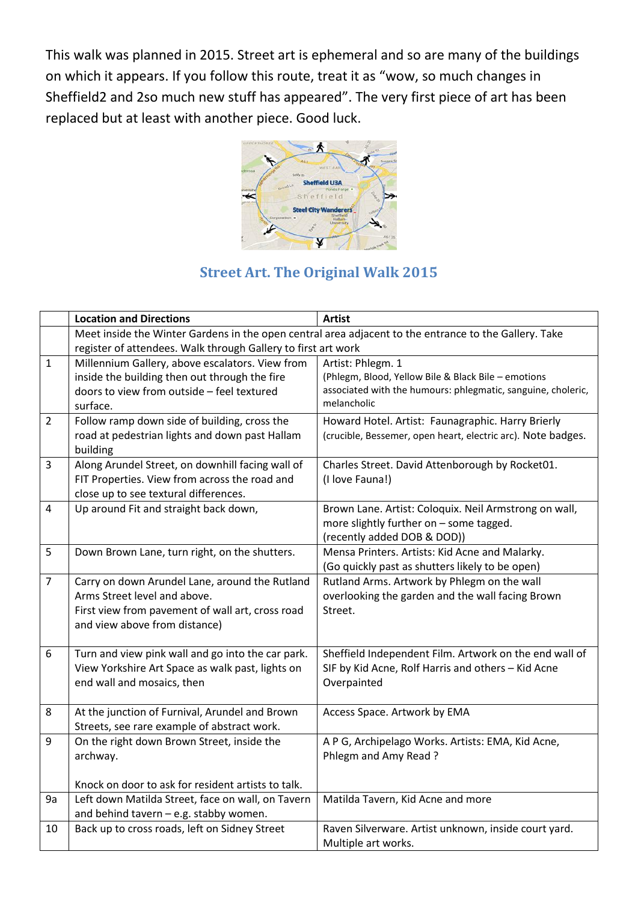This walk was planned in 2015. Street art is ephemeral and so are many of the buildings on which it appears. If you follow this route, treat it as “wow, so much changes in Sheffield2 and 2so much new stuff has appeared”. The very first piece of art has been replaced but at least with another piece. Good luck.

## Street Art. The Original Walk 2015

| | Location and Directions | Artist |
|---|---|---|
| | Meet inside the Winter Gardens in the open central area adjacent to the entrance to the Gallery. Take register of attendees. Walk through Gallery to first art work | |
| 1 | Millennium Gallery, above escalators. View from inside the building then out through the fire doors to view from outside – feel textured surface. | Artist: Phlegm. 1 (Phlegm, Blood, Yellow Bile & Black Bile – emotions associated with the humours: phlegmatic, sanguine, choleric, melancholic |
| 2 | Follow ramp down side of building, cross the road at pedestrian lights and down past Hallam building | Howard Hotel. Artist: Faunagraphic. Harry Brierly (crucible, Bessemer, open heart, electric arc). Note badges. |
| 3 | Along Arundel Street, on downhill facing wall of FIT Properties. View from across the road and close up to see textural differences. | Charles Street. David Attenborough by Rocket01. (I love Fauna!) |
| 4 | Up around Fit and straight back down, | Brown Lane. Artist: Coloquix. Neil Armstrong on wall, more slightly further on – some tagged. (recently added DOB & DOD)) |
| 5 | Down Brown Lane, turn right, on the shutters. | Mensa Printers. Artists: Kid Acne and Malarky. (Go quickly past as shutters likely to be open) |
| 7 | Carry on down Arundel Lane, around the Rutland Arms Street level and above. First view from pavement of wall art, cross road and view above from distance) | Rutland Arms. Artwork by Phlegm on the wall overlooking the garden and the wall facing Brown Street. |
| 6 | Turn and view pink wall and go into the car park. View Yorkshire Art Space as walk past, lights on end wall and mosaics, then | Sheffield Independent Film. Artwork on the end wall of SIF by Kid Acne, Rolf Harris and others – Kid Acne Overpainted |
| 8 | At the junction of Furnival, Arundel and Brown Streets, see rare example of abstract work. | Access Space. Artwork by EMA |
| 9 | On the right down Brown Street, inside the archway.<br><br>Knock on door to ask for resident artists to talk. | A P G, Archipelago Works. Artists: EMA, Kid Acne, Phlegm and Amy Read ? |
| 9a | Left down Matilda Street, face on wall, on Tavern and behind tavern – e.g. stabby women. | Matilda Tavern, Kid Acne and more |
| 10 | Back up to cross roads, left on Sidney Street | Raven Silverware. Artist unknown, inside court yard. Multiple art works. |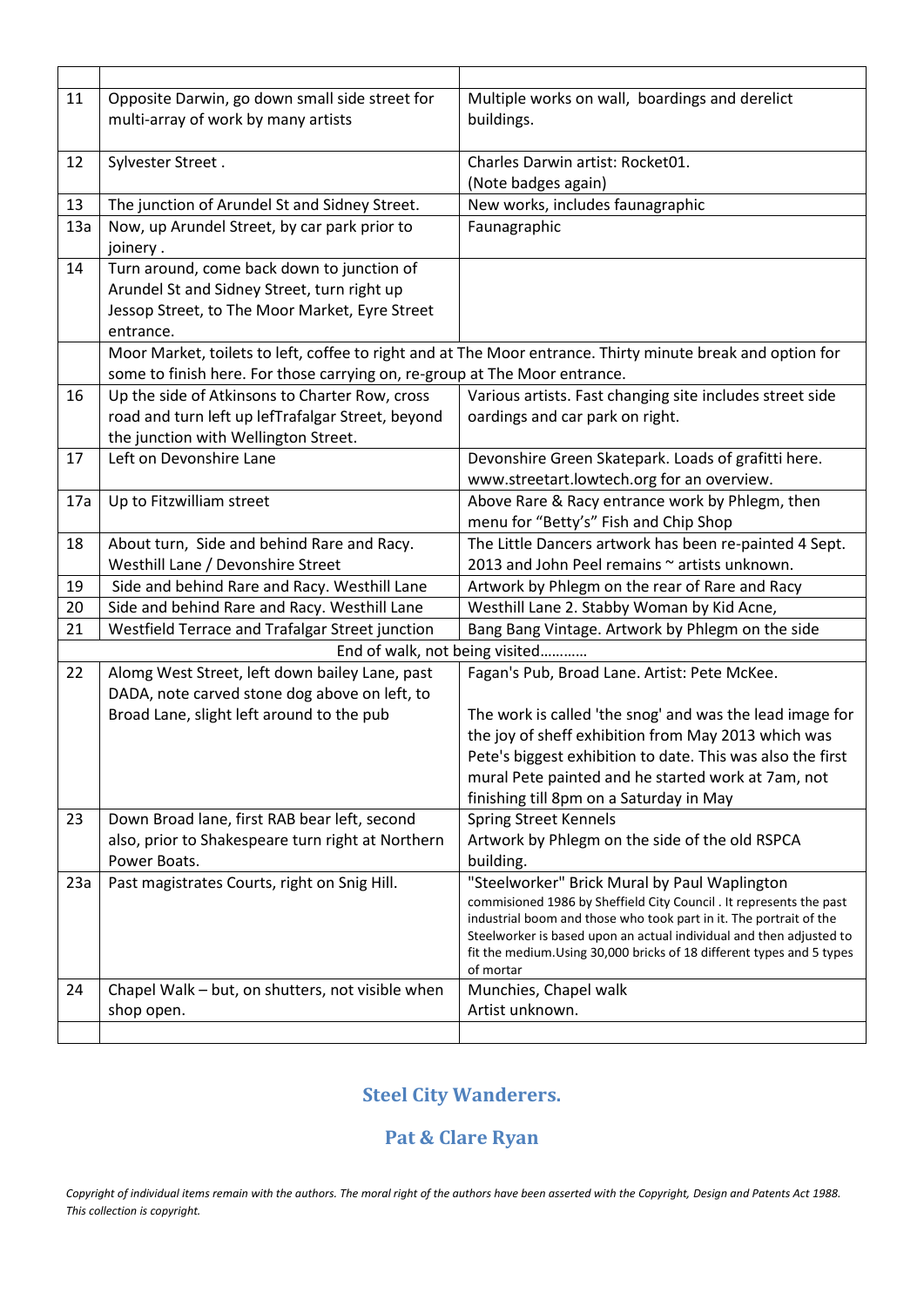| | | |
|---|---|---|
| 11 | Opposite Darwin, go down small side street for multi-array of work by many artists | Multiple works on wall, boardings and derelict buildings. |
| 12 | Sylvester Street . | Charles Darwin artist: Rocket01. (Note badges again) |
| 13 | The junction of Arundel St and Sidney Street. | New works, includes faunagraphic |
| 13a | Now, up Arundel Street, by car park prior to joinery . | Faunagraphic |
| 14 | Turn around, come back down to junction of Arundel St and Sidney Street, turn right up Jessop Street, to The Moor Market, Eyre Street entrance. | |
| | Moor Market, toilets to left, coffee to right and at The Moor entrance. Thirty minute break and option for some to finish here. For those carrying on, re-group at The Moor entrance. | |
| 16 | Up the side of Atkinsons to Charter Row, cross road and turn left up lefTrafalgar Street, beyond the junction with Wellington Street. | Various artists. Fast changing site includes street side oardings and car park on right. |
| 17 | Left on Devonshire Lane | Devonshire Green Skatepark. Loads of grafitti here. www.streetart.lowtech.org for an overview. |
| 17a | Up to Fitzwilliam street | Above Rare & Racy entrance work by Phlegm, then menu for "Betty's" Fish and Chip Shop |
| 18 | About turn, Side and behind Rare and Racy. Westhill Lane / Devonshire Street | The Little Dancers artwork has been re-painted 4 Sept. 2013 and John Peel remains ~ artists unknown. |
| 19 | Side and behind Rare and Racy. Westhill Lane | Artwork by Phlegm on the rear of Rare and Racy |
| 20 | Side and behind Rare and Racy. Westhill Lane | Westhill Lane 2. Stabby Woman by Kid Acne, |
| 21 | Westfield Terrace and Trafalgar Street junction | Bang Bang Vintage. Artwork by Phlegm on the side |
| | End of walk, not being visited………… | |
| 22 | Alomg West Street, left down bailey Lane, past DADA, note carved stone dog above on left, to Broad Lane, slight left around to the pub | Fagan's Pub, Broad Lane. Artist: Pete McKee.<br><br>The work is called 'the snog' and was the lead image for the joy of sheff exhibition from May 2013 which was Pete's biggest exhibition to date. This was also the first mural Pete painted and he started work at 7am, not finishing till 8pm on a Saturday in May |
| 23 | Down Broad lane, first RAB bear left, second also, prior to Shakespeare turn right at Northern Power Boats. | Spring Street Kennels<br>Artwork by Phlegm on the side of the old RSPCA building. |
| 23a | Past magistrates Courts, right on Snig Hill. | "Steelworker" Brick Mural by Paul Waplington<br>commisioned 1986 by Sheffield City Council . It represents the past industrial boom and those who took part in it. The portrait of the Steelworker is based upon an actual individual and then adjusted to fit the medium.Using 30,000 bricks of 18 different types and 5 types of mortar |
| 24 | Chapel Walk – but, on shutters, not visible when shop open. | Munchies, Chapel walk<br>Artist unknown. |
| | | |

## Steel City Wanderers.

## Pat & Clare Ryan

*Copyright of individual items remain with the authors. The moral right of the authors have been asserted with the Copyright, Design and Patents Act 1988. This collection is copyright.*